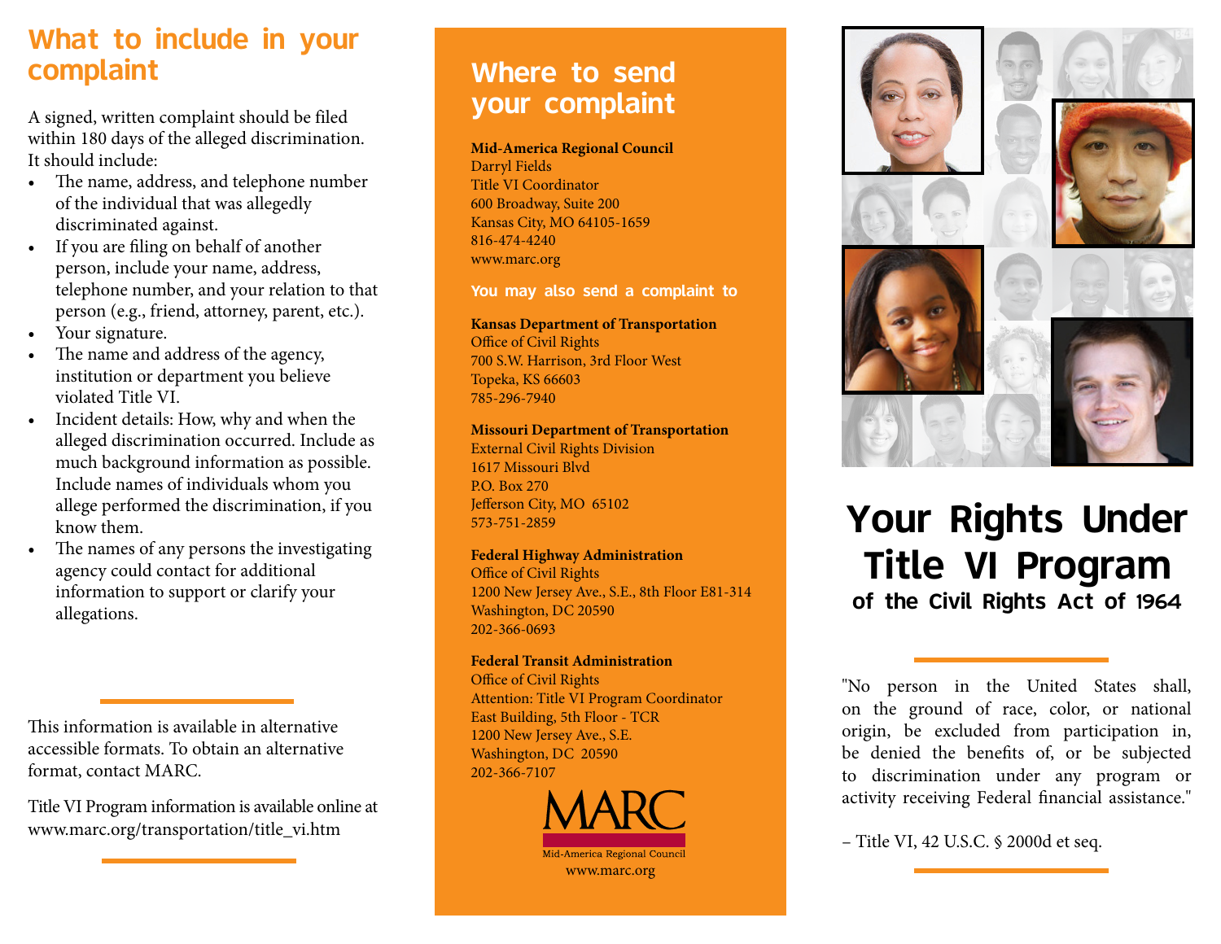## What to include in your complaint

A signed, written complaint should be filed within 180 days of the alleged discrimination. It should include:

- The name, address, and telephone number of the individual that was allegedly discriminated against.
- If you are filing on behalf of another person, include your name, address, telephone number, and your relation to that person (e.g., friend, attorney, parent, etc.).
- Your signature.
- The name and address of the agency, institution or department you believe violated Title VI.
- Incident details: How, why and when the alleged discrimination occurred. Include as much background information as possible. Include names of individuals whom you allege performed the discrimination, if you know them.
- The names of any persons the investigating agency could contact for additional information to support or clarify your allegations.

This information is available in alternative accessible formats. To obtain an alternative format, contact MARC.

Title VI Program information is available online at www.marc.org/transportation/title_vi.htm

## Where to send your complaint

**Mid-America Regional Council**
Darryl Fields
Title VI Coordinator
600 Broadway, Suite 200
Kansas City, MO 64105-1659
816-474-4240
www.marc.org

**You may also send a complaint to**

**Kansas Department of Transportation**
Office of Civil Rights
700 S.W. Harrison, 3rd Floor West
Topeka, KS 66603
785-296-7940

**Missouri Department of Transportation**
External Civil Rights Division
1617 Missouri Blvd
P.O. Box 270
Jefferson City, MO 65102
573-751-2859

**Federal Highway Administration**
Office of Civil Rights
1200 New Jersey Ave., S.E., 8th Floor E81-314
Washington, DC 20590
202-366-0693

**Federal Transit Administration**
Office of Civil Rights
Attention: Title VI Program Coordinator
East Building, 5th Floor - TCR
1200 New Jersey Ave., S.E.
Washington, DC 20590
202-366-7107

MARC
Mid-America Regional Council
www.marc.org

# Your Rights Under Title VI Program

### of the Civil Rights Act of 1964

"No person in the United States shall, on the ground of race, color, or national origin, be excluded from participation in, be denied the benefits of, or be subjected to discrimination under any program or activity receiving Federal financial assistance."

– Title VI, 42 U.S.C. § 2000d et seq.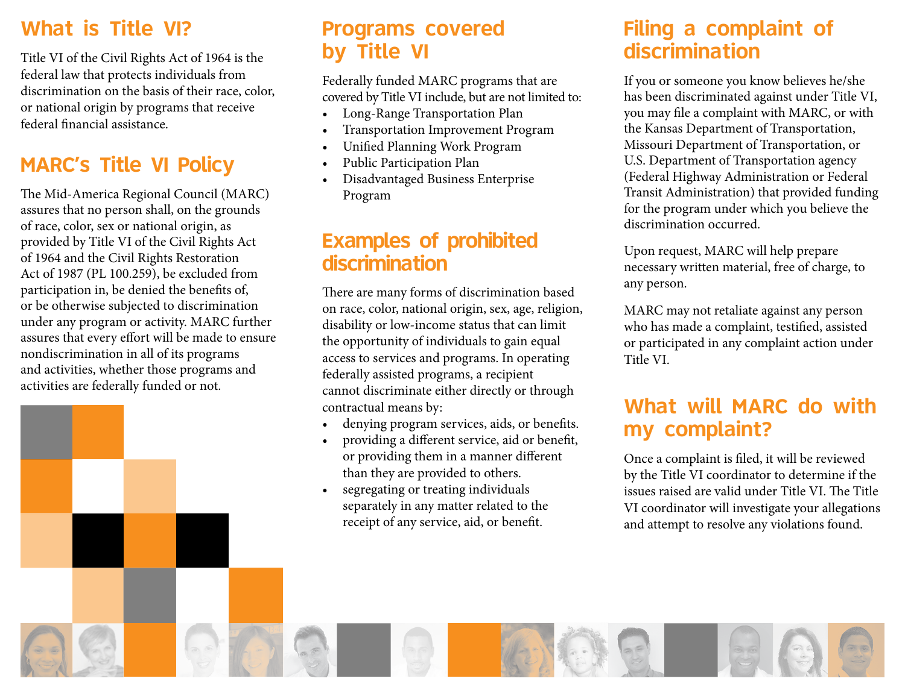## What is Title VI?

Title VI of the Civil Rights Act of 1964 is the federal law that protects individuals from discrimination on the basis of their race, color, or national origin by programs that receive federal financial assistance.

## MARC's Title VI Policy

The Mid-America Regional Council (MARC) assures that no person shall, on the grounds of race, color, sex or national origin, as provided by Title VI of the Civil Rights Act of 1964 and the Civil Rights Restoration Act of 1987 (PL 100.259), be excluded from participation in, be denied the benefits of, or be otherwise subjected to discrimination under any program or activity. MARC further assures that every effort will be made to ensure nondiscrimination in all of its programs and activities, whether those programs and activities are federally funded or not.

## Programs covered by Title VI

Federally funded MARC programs that are covered by Title VI include, but are not limited to:

- Long-Range Transportation Plan
- Transportation Improvement Program
- Unified Planning Work Program
- Public Participation Plan
- Disadvantaged Business Enterprise Program

## Examples of prohibited discrimination

There are many forms of discrimination based on race, color, national origin, sex, age, religion, disability or low-income status that can limit the opportunity of individuals to gain equal access to services and programs. In operating federally assisted programs, a recipient cannot discriminate either directly or through contractual means by:

- denying program services, aids, or benefits.
- providing a different service, aid or benefit, or providing them in a manner different than they are provided to others.
- segregating or treating individuals separately in any matter related to the receipt of any service, aid, or benefit.

## Filing a complaint of discrimination

If you or someone you know believes he/she has been discriminated against under Title VI, you may file a complaint with MARC, or with the Kansas Department of Transportation, Missouri Department of Transportation, or U.S. Department of Transportation agency (Federal Highway Administration or Federal Transit Administration) that provided funding for the program under which you believe the discrimination occurred.

Upon request, MARC will help prepare necessary written material, free of charge, to any person.

MARC may not retaliate against any person who has made a complaint, testified, assisted or participated in any complaint action under Title VI.

## What will MARC do with my complaint?

Once a complaint is filed, it will be reviewed by the Title VI coordinator to determine if the issues raised are valid under Title VI. The Title VI coordinator will investigate your allegations and attempt to resolve any violations found.